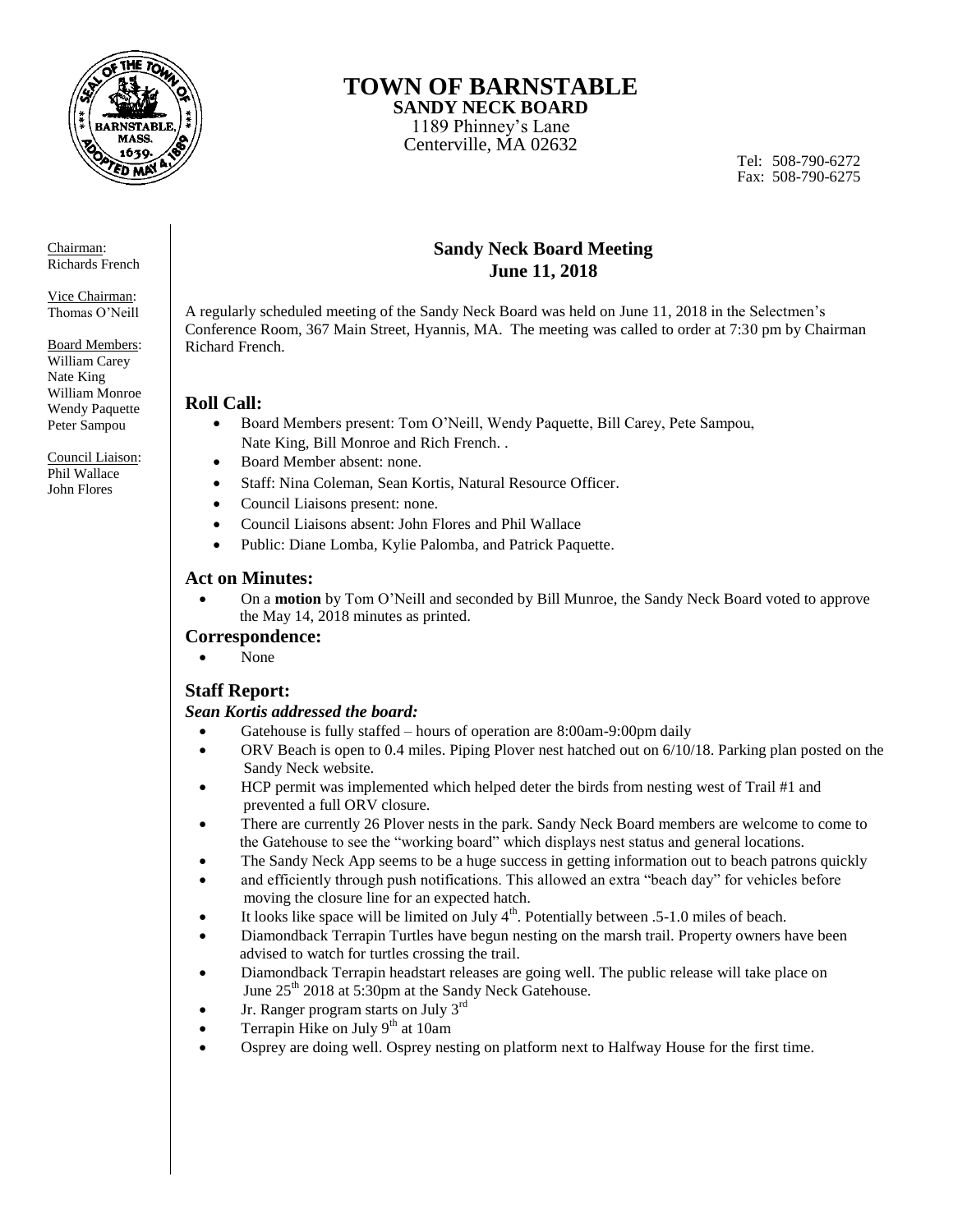# TOWN OF BARNSTABLE

**SANDY NECK BOARD**
1189 Phinney's Lane
Centerville, MA 02632

Tel: 508-790-6272
Fax: 508-790-6275

Chairman:
Richards French

Vice Chairman:
Thomas O'Neill

Board Members:
William Carey
Nate King
William Monroe
Wendy Paquette
Peter Sampou

Council Liaison:
Phil Wallace
John Flores

## Sandy Neck Board Meeting
## June 11, 2018

A regularly scheduled meeting of the Sandy Neck Board was held on June 11, 2018 in the Selectmen's Conference Room, 367 Main Street, Hyannis, MA. The meeting was called to order at 7:30 pm by Chairman Richard French.

### Roll Call:

- Board Members present: Tom O'Neill, Wendy Paquette, Bill Carey, Pete Sampou, Nate King, Bill Monroe and Rich French. .
- Board Member absent: none.
- Staff: Nina Coleman, Sean Kortis, Natural Resource Officer.
- Council Liaisons present: none.
- Council Liaisons absent: John Flores and Phil Wallace
- Public: Diane Lomba, Kylie Palomba, and Patrick Paquette.

### Act on Minutes:

- On a **motion** by Tom O'Neill and seconded by Bill Munroe, the Sandy Neck Board voted to approve the May 14, 2018 minutes as printed.

### Correspondence:

- None

### Staff Report:

***Sean Kortis addressed the board:***

- Gatehouse is fully staffed – hours of operation are 8:00am-9:00pm daily
- ORV Beach is open to 0.4 miles. Piping Plover nest hatched out on 6/10/18. Parking plan posted on the Sandy Neck website.
- HCP permit was implemented which helped deter the birds from nesting west of Trail #1 and prevented a full ORV closure.
- There are currently 26 Plover nests in the park. Sandy Neck Board members are welcome to come to the Gatehouse to see the "working board" which displays nest status and general locations.
- The Sandy Neck App seems to be a huge success in getting information out to beach patrons quickly
- and efficiently through push notifications. This allowed an extra "beach day" for vehicles before moving the closure line for an expected hatch.
- It looks like space will be limited on July 4th. Potentially between .5-1.0 miles of beach.
- Diamondback Terrapin Turtles have begun nesting on the marsh trail. Property owners have been advised to watch for turtles crossing the trail.
- Diamondback Terrapin headstart releases are going well. The public release will take place on June 25th 2018 at 5:30pm at the Sandy Neck Gatehouse.
- Jr. Ranger program starts on July 3rd
- Terrapin Hike on July 9th at 10am
- Osprey are doing well. Osprey nesting on platform next to Halfway House for the first time.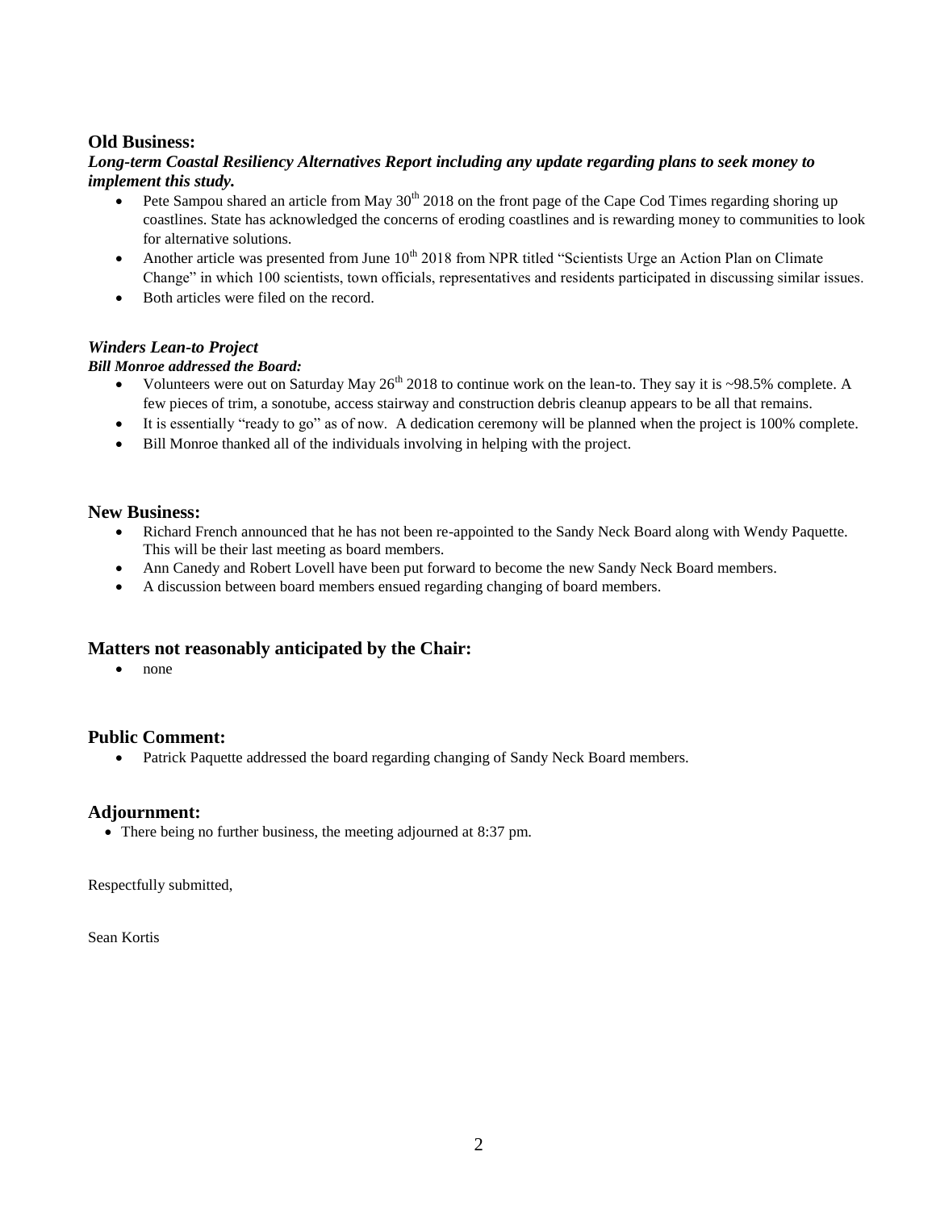## Old Business:

### *Long-term Coastal Resiliency Alternatives Report including any update regarding plans to seek money to implement this study.*

- Pete Sampou shared an article from May 30th 2018 on the front page of the Cape Cod Times regarding shoring up coastlines. State has acknowledged the concerns of eroding coastlines and is rewarding money to communities to look for alternative solutions.
- Another article was presented from June 10th 2018 from NPR titled "Scientists Urge an Action Plan on Climate Change" in which 100 scientists, town officials, representatives and residents participated in discussing similar issues.
- Both articles were filed on the record.

### *Winders Lean-to Project*

***Bill Monroe addressed the Board:***

- Volunteers were out on Saturday May 26th 2018 to continue work on the lean-to. They say it is ~98.5% complete. A few pieces of trim, a sonotube, access stairway and construction debris cleanup appears to be all that remains.
- It is essentially "ready to go" as of now. A dedication ceremony will be planned when the project is 100% complete.
- Bill Monroe thanked all of the individuals involving in helping with the project.

## New Business:

- Richard French announced that he has not been re-appointed to the Sandy Neck Board along with Wendy Paquette. This will be their last meeting as board members.
- Ann Canedy and Robert Lovell have been put forward to become the new Sandy Neck Board members.
- A discussion between board members ensued regarding changing of board members.

## Matters not reasonably anticipated by the Chair:

- none

## Public Comment:

- Patrick Paquette addressed the board regarding changing of Sandy Neck Board members.

## Adjournment:

- There being no further business, the meeting adjourned at 8:37 pm.

Respectfully submitted,

Sean Kortis